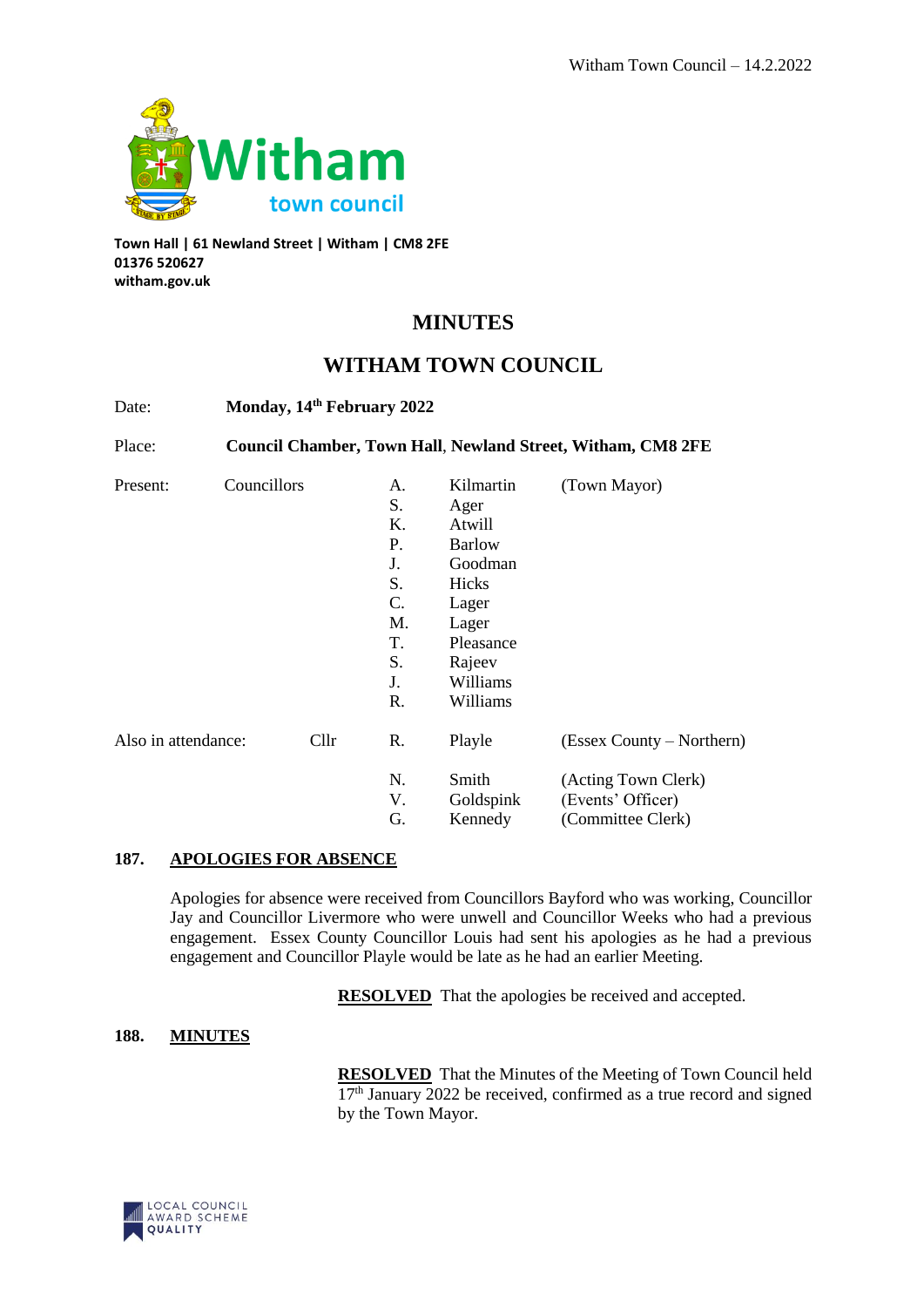Town Hall | 61 Newland Street | Witham | CM8 2FE
01376 520627
witham.gov.uk

# MINUTES

# WITHAM TOWN COUNCIL

Date: **Monday, 14th February 2022**

Place: **Council Chamber, Town Hall, Newland Street, Witham, CM8 2FE**

| | | | | |
|---|---|---|---|---|
| Present: | Councillors | A. | Kilmartin | (Town Mayor) |
| | | S. | Ager | |
| | | K. | Atwill | |
| | | P. | Barlow | |
| | | J. | Goodman | |
| | | S. | Hicks | |
| | | C. | Lager | |
| | | M. | Lager | |
| | | T. | Pleasance | |
| | | S. | Rajeev | |
| | | J. | Williams | |
| | | R. | Williams | |
| Also in attendance: | Cllr | R. | Playle | (Essex County – Northern) |
| | | N. | Smith | (Acting Town Clerk) |
| | | V. | Goldspink | (Events' Officer) |
| | | G. | Kennedy | (Committee Clerk) |

## 187. APOLOGIES FOR ABSENCE

Apologies for absence were received from Councillors Bayford who was working, Councillor Jay and Councillor Livermore who were unwell and Councillor Weeks who had a previous engagement. Essex County Councillor Louis had sent his apologies as he had a previous engagement and Councillor Playle would be late as he had an earlier Meeting.

**RESOLVED** That the apologies be received and accepted.

## 188. MINUTES

**RESOLVED** That the Minutes of the Meeting of Town Council held 17th January 2022 be received, confirmed as a true record and signed by the Town Mayor.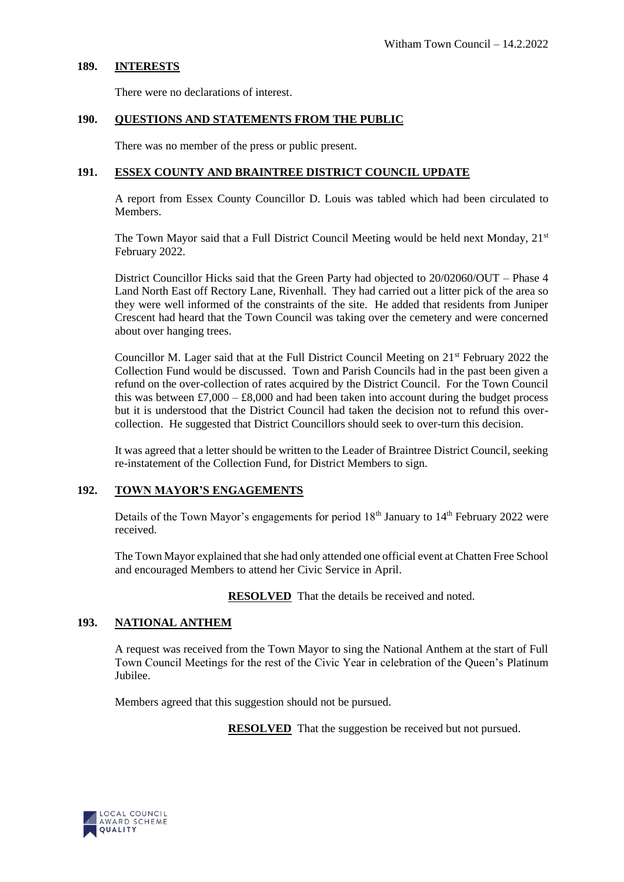## 189. INTERESTS

There were no declarations of interest.

## 190. QUESTIONS AND STATEMENTS FROM THE PUBLIC

There was no member of the press or public present.

## 191. ESSEX COUNTY AND BRAINTREE DISTRICT COUNCIL UPDATE

A report from Essex County Councillor D. Louis was tabled which had been circulated to Members.

The Town Mayor said that a Full District Council Meeting would be held next Monday, 21st February 2022.

District Councillor Hicks said that the Green Party had objected to 20/02060/OUT – Phase 4 Land North East off Rectory Lane, Rivenhall. They had carried out a litter pick of the area so they were well informed of the constraints of the site. He added that residents from Juniper Crescent had heard that the Town Council was taking over the cemetery and were concerned about over hanging trees.

Councillor M. Lager said that at the Full District Council Meeting on 21st February 2022 the Collection Fund would be discussed. Town and Parish Councils had in the past been given a refund on the over-collection of rates acquired by the District Council. For the Town Council this was between £7,000 – £8,000 and had been taken into account during the budget process but it is understood that the District Council had taken the decision not to refund this over-collection. He suggested that District Councillors should seek to over-turn this decision.

It was agreed that a letter should be written to the Leader of Braintree District Council, seeking re-instatement of the Collection Fund, for District Members to sign.

## 192. TOWN MAYOR'S ENGAGEMENTS

Details of the Town Mayor's engagements for period 18th January to 14th February 2022 were received.

The Town Mayor explained that she had only attended one official event at Chatten Free School and encouraged Members to attend her Civic Service in April.

**RESOLVED** That the details be received and noted.

## 193. NATIONAL ANTHEM

A request was received from the Town Mayor to sing the National Anthem at the start of Full Town Council Meetings for the rest of the Civic Year in celebration of the Queen's Platinum Jubilee.

Members agreed that this suggestion should not be pursued.

**RESOLVED** That the suggestion be received but not pursued.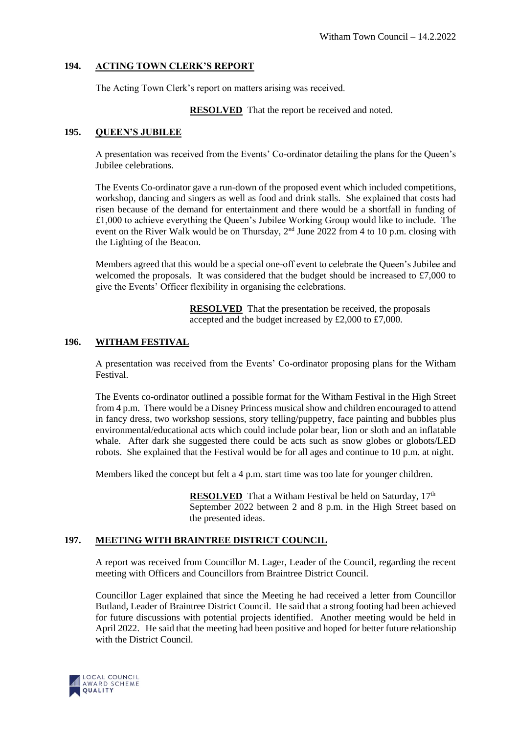## 194. ACTING TOWN CLERK'S REPORT

The Acting Town Clerk's report on matters arising was received.

**RESOLVED** That the report be received and noted.

## 195. QUEEN'S JUBILEE

A presentation was received from the Events' Co-ordinator detailing the plans for the Queen's Jubilee celebrations.

The Events Co-ordinator gave a run-down of the proposed event which included competitions, workshop, dancing and singers as well as food and drink stalls. She explained that costs had risen because of the demand for entertainment and there would be a shortfall in funding of £1,000 to achieve everything the Queen's Jubilee Working Group would like to include. The event on the River Walk would be on Thursday, 2nd June 2022 from 4 to 10 p.m. closing with the Lighting of the Beacon.

Members agreed that this would be a special one-off event to celebrate the Queen's Jubilee and welcomed the proposals. It was considered that the budget should be increased to £7,000 to give the Events' Officer flexibility in organising the celebrations.

**RESOLVED** That the presentation be received, the proposals accepted and the budget increased by £2,000 to £7,000.

## 196. WITHAM FESTIVAL

A presentation was received from the Events' Co-ordinator proposing plans for the Witham Festival.

The Events co-ordinator outlined a possible format for the Witham Festival in the High Street from 4 p.m. There would be a Disney Princess musical show and children encouraged to attend in fancy dress, two workshop sessions, story telling/puppetry, face painting and bubbles plus environmental/educational acts which could include polar bear, lion or sloth and an inflatable whale. After dark she suggested there could be acts such as snow globes or globots/LED robots. She explained that the Festival would be for all ages and continue to 10 p.m. at night.

Members liked the concept but felt a 4 p.m. start time was too late for younger children.

**RESOLVED** That a Witham Festival be held on Saturday, 17th September 2022 between 2 and 8 p.m. in the High Street based on the presented ideas.

## 197. MEETING WITH BRAINTREE DISTRICT COUNCIL

A report was received from Councillor M. Lager, Leader of the Council, regarding the recent meeting with Officers and Councillors from Braintree District Council.

Councillor Lager explained that since the Meeting he had received a letter from Councillor Butland, Leader of Braintree District Council. He said that a strong footing had been achieved for future discussions with potential projects identified. Another meeting would be held in April 2022. He said that the meeting had been positive and hoped for better future relationship with the District Council.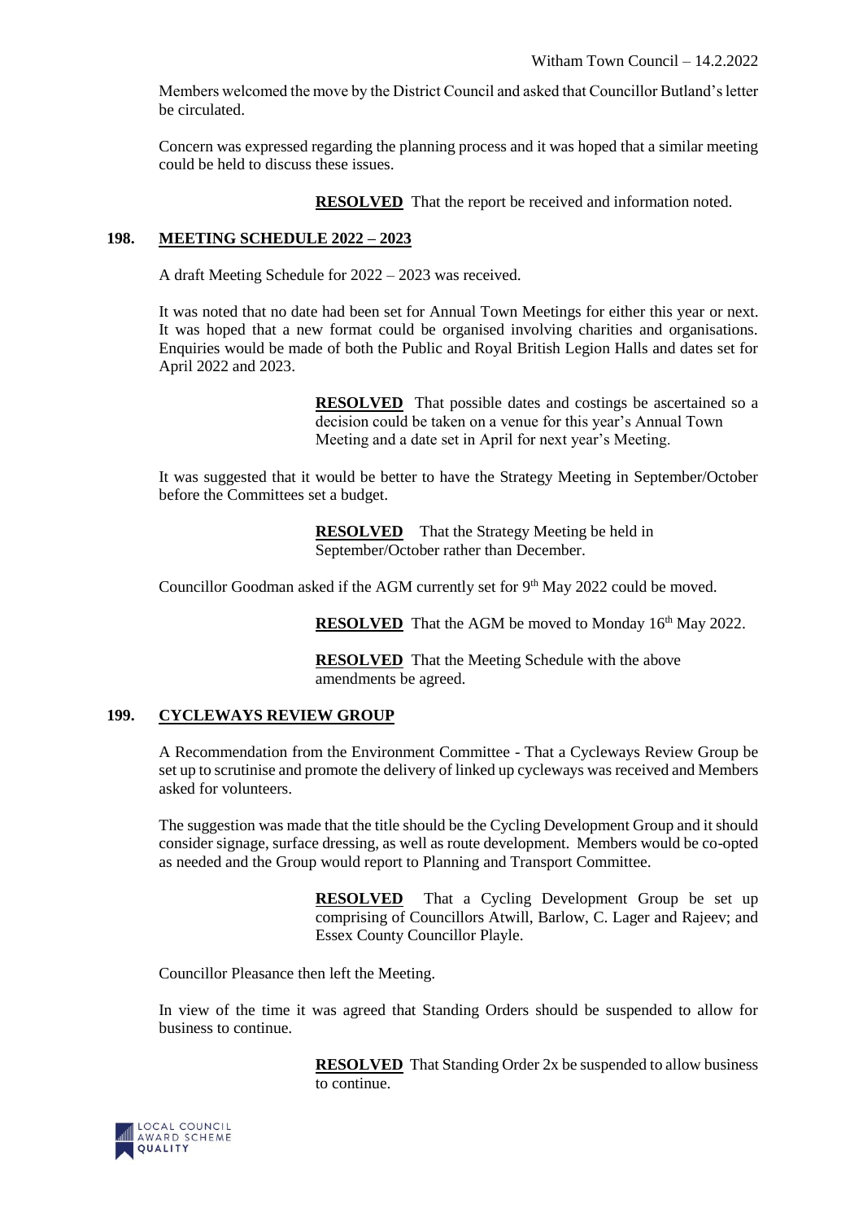Members welcomed the move by the District Council and asked that Councillor Butland's letter be circulated.

Concern was expressed regarding the planning process and it was hoped that a similar meeting could be held to discuss these issues.

**RESOLVED** That the report be received and information noted.

## 198. MEETING SCHEDULE 2022 – 2023

A draft Meeting Schedule for 2022 – 2023 was received.

It was noted that no date had been set for Annual Town Meetings for either this year or next. It was hoped that a new format could be organised involving charities and organisations. Enquiries would be made of both the Public and Royal British Legion Halls and dates set for April 2022 and 2023.

**RESOLVED** That possible dates and costings be ascertained so a decision could be taken on a venue for this year's Annual Town Meeting and a date set in April for next year's Meeting.

It was suggested that it would be better to have the Strategy Meeting in September/October before the Committees set a budget.

**RESOLVED** That the Strategy Meeting be held in September/October rather than December.

Councillor Goodman asked if the AGM currently set for 9th May 2022 could be moved.

**RESOLVED** That the AGM be moved to Monday 16th May 2022.

**RESOLVED** That the Meeting Schedule with the above amendments be agreed.

## 199. CYCLEWAYS REVIEW GROUP

A Recommendation from the Environment Committee - That a Cycleways Review Group be set up to scrutinise and promote the delivery of linked up cycleways was received and Members asked for volunteers.

The suggestion was made that the title should be the Cycling Development Group and it should consider signage, surface dressing, as well as route development. Members would be co-opted as needed and the Group would report to Planning and Transport Committee.

**RESOLVED** That a Cycling Development Group be set up comprising of Councillors Atwill, Barlow, C. Lager and Rajeev; and Essex County Councillor Playle.

Councillor Pleasance then left the Meeting.

In view of the time it was agreed that Standing Orders should be suspended to allow for business to continue.

**RESOLVED** That Standing Order 2x be suspended to allow business to continue.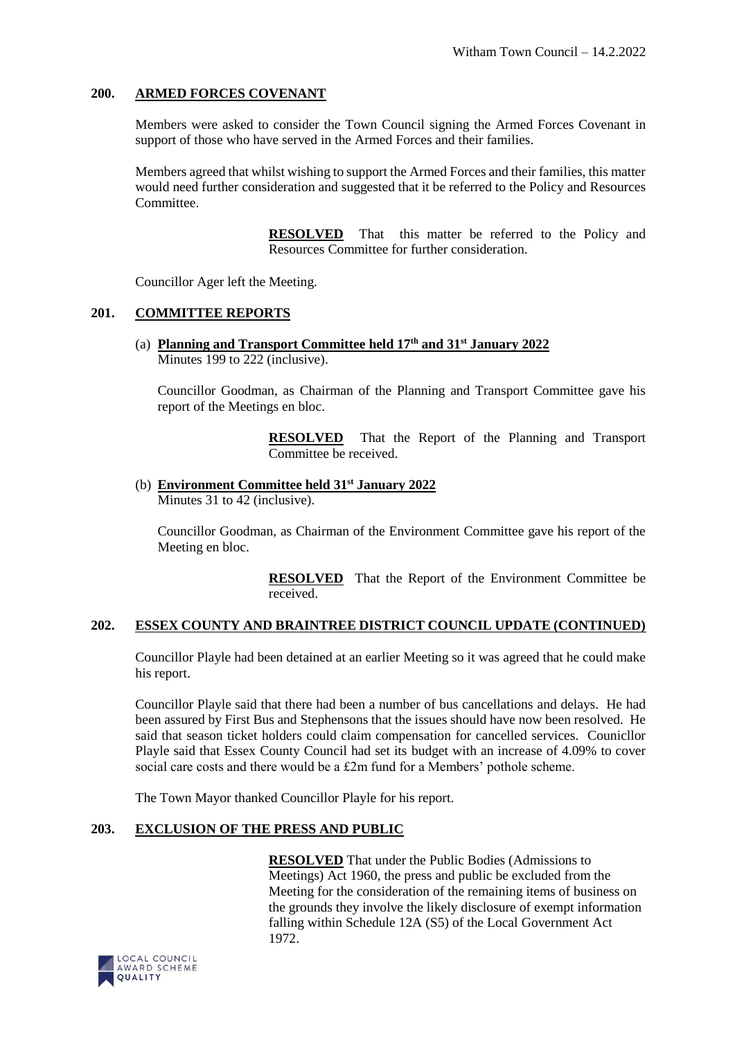## 200. ARMED FORCES COVENANT

Members were asked to consider the Town Council signing the Armed Forces Covenant in support of those who have served in the Armed Forces and their families.

Members agreed that whilst wishing to support the Armed Forces and their families, this matter would need further consideration and suggested that it be referred to the Policy and Resources Committee.

> **RESOLVED** That this matter be referred to the Policy and Resources Committee for further consideration.

Councillor Ager left the Meeting.

## 201. COMMITTEE REPORTS

(a) **Planning and Transport Committee held 17th and 31st January 2022**
Minutes 199 to 222 (inclusive).

Councillor Goodman, as Chairman of the Planning and Transport Committee gave his report of the Meetings en bloc.

> **RESOLVED** That the Report of the Planning and Transport Committee be received.

(b) **Environment Committee held 31st January 2022**
Minutes 31 to 42 (inclusive).

Councillor Goodman, as Chairman of the Environment Committee gave his report of the Meeting en bloc.

> **RESOLVED** That the Report of the Environment Committee be received.

## 202. ESSEX COUNTY AND BRAINTREE DISTRICT COUNCIL UPDATE (CONTINUED)

Councillor Playle had been detained at an earlier Meeting so it was agreed that he could make his report.

Councillor Playle said that there had been a number of bus cancellations and delays. He had been assured by First Bus and Stephensons that the issues should have now been resolved. He said that season ticket holders could claim compensation for cancelled services. Counicllor Playle said that Essex County Council had set its budget with an increase of 4.09% to cover social care costs and there would be a £2m fund for a Members' pothole scheme.

The Town Mayor thanked Councillor Playle for his report.

## 203. EXCLUSION OF THE PRESS AND PUBLIC

> **RESOLVED** That under the Public Bodies (Admissions to Meetings) Act 1960, the press and public be excluded from the Meeting for the consideration of the remaining items of business on the grounds they involve the likely disclosure of exempt information falling within Schedule 12A (S5) of the Local Government Act 1972.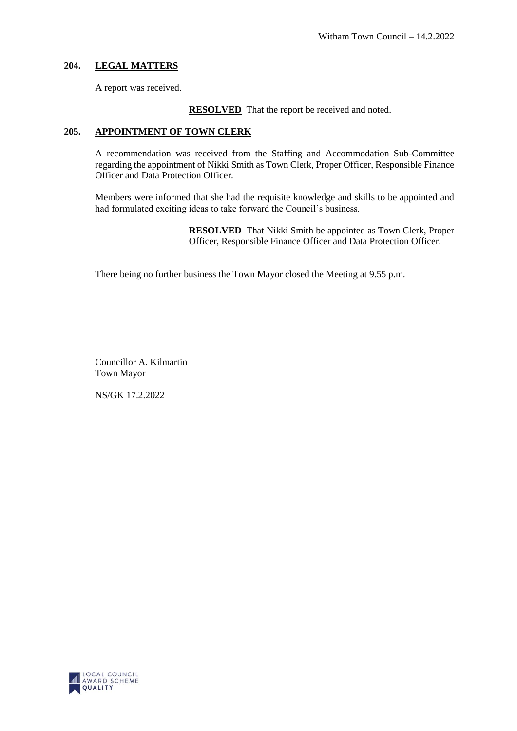## 204. LEGAL MATTERS

A report was received.

**RESOLVED** That the report be received and noted.

## 205. APPOINTMENT OF TOWN CLERK

A recommendation was received from the Staffing and Accommodation Sub-Committee regarding the appointment of Nikki Smith as Town Clerk, Proper Officer, Responsible Finance Officer and Data Protection Officer.

Members were informed that she had the requisite knowledge and skills to be appointed and had formulated exciting ideas to take forward the Council's business.

**RESOLVED** That Nikki Smith be appointed as Town Clerk, Proper Officer, Responsible Finance Officer and Data Protection Officer.

There being no further business the Town Mayor closed the Meeting at 9.55 p.m.

Councillor A. Kilmartin
Town Mayor

NS/GK 17.2.2022

LOCAL COUNCIL AWARD SCHEME QUALITY